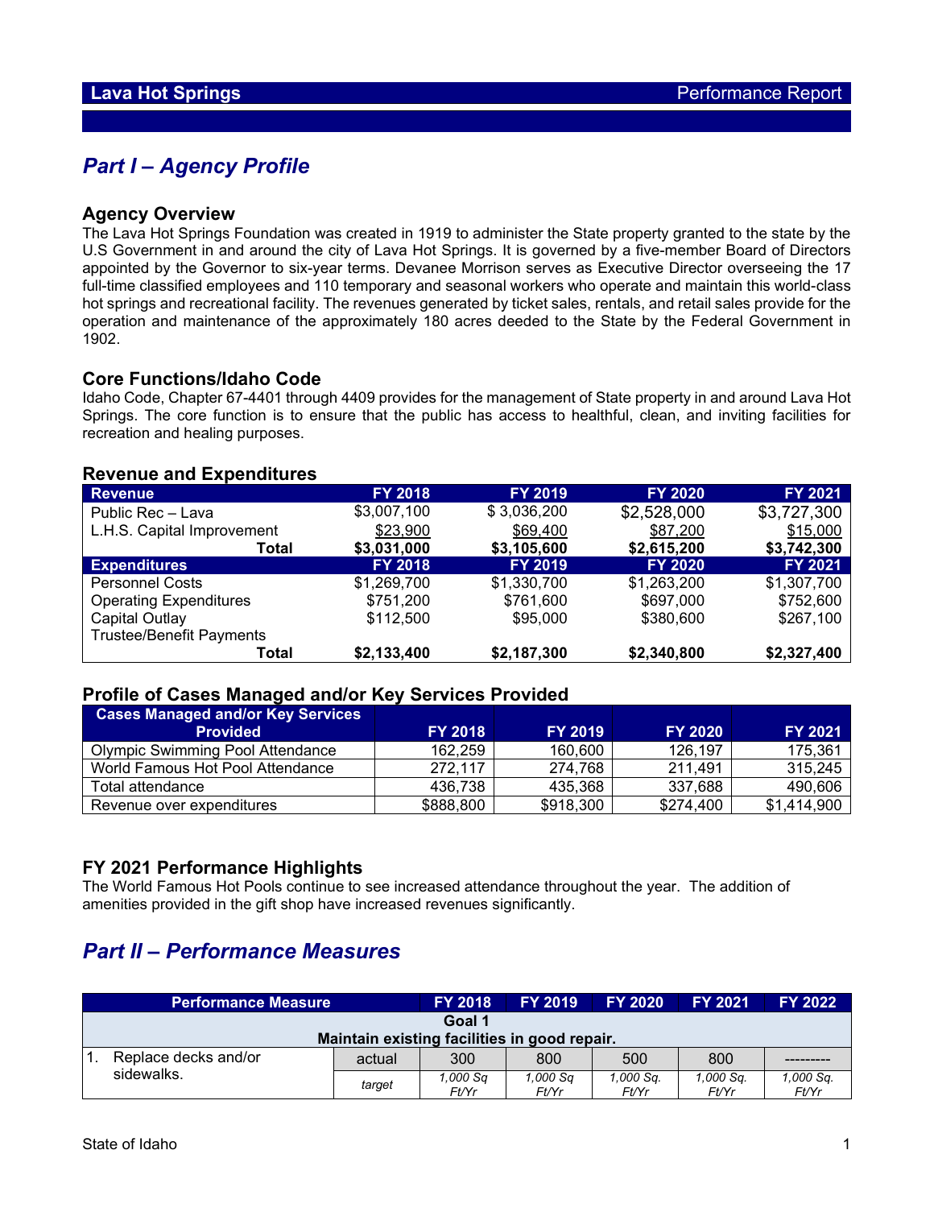**Lava Hot Springs** Performance Report

## Part I – Agency Profile

### Agency Overview

The Lava Hot Springs Foundation was created in 1919 to administer the State property granted to the state by the U.S Government in and around the city of Lava Hot Springs. It is governed by a five-member Board of Directors appointed by the Governor to six-year terms. Devanee Morrison serves as Executive Director overseeing the 17 full-time classified employees and 110 temporary and seasonal workers who operate and maintain this world-class hot springs and recreational facility. The revenues generated by ticket sales, rentals, and retail sales provide for the operation and maintenance of the approximately 180 acres deeded to the State by the Federal Government in 1902.

### Core Functions/Idaho Code

Idaho Code, Chapter 67-4401 through 4409 provides for the management of State property in and around Lava Hot Springs. The core function is to ensure that the public has access to healthful, clean, and inviting facilities for recreation and healing purposes.

### Revenue and Expenditures

| Revenue | FY 2018 | FY 2019 | FY 2020 | FY 2021 |
|---|---|---|---|---|
| Public Rec – Lava | $3,007,100 | $ 3,036,200 | $2,528,000 | $3,727,300 |
| L.H.S. Capital Improvement | $23,900 | $69,400 | $87,200 | $15,000 |
| **Total** | **$3,031,000** | **$3,105,600** | **$2,615,200** | **$3,742,300** |
| **Expenditures** | **FY 2018** | **FY 2019** | **FY 2020** | **FY 2021** |
| Personnel Costs | $1,269,700 | $1,330,700 | $1,263,200 | $1,307,700 |
| Operating Expenditures | $751,200 | $761,600 | $697,000 | $752,600 |
| Capital Outlay | $112,500 | $95,000 | $380,600 | $267,100 |
| Trustee/Benefit Payments | | | | |
| **Total** | **$2,133,400** | **$2,187,300** | **$2,340,800** | **$2,327,400** |

### Profile of Cases Managed and/or Key Services Provided

| Cases Managed and/or Key Services Provided | FY 2018 | FY 2019 | FY 2020 | FY 2021 |
|---|---|---|---|---|
| Olympic Swimming Pool Attendance | 162,259 | 160,600 | 126,197 | 175,361 |
| World Famous Hot Pool Attendance | 272,117 | 274,768 | 211,491 | 315,245 |
| Total attendance | 436,738 | 435,368 | 337,688 | 490,606 |
| Revenue over expenditures | $888,800 | $918,300 | $274,400 | $1,414,900 |

### FY 2021 Performance Highlights

The World Famous Hot Pools continue to see increased attendance throughout the year. The addition of amenities provided in the gift shop have increased revenues significantly.

## Part II – Performance Measures

| Performance Measure | | FY 2018 | FY 2019 | FY 2020 | FY 2021 | FY 2022 |
|---|---|---|---|---|---|---|
| **Goal 1<br>Maintain existing facilities in good repair.** | | | | | | |
| 1. Replace decks and/or sidewalks. | actual | 300 | 800 | 500 | 800 | --------- |
| | *target* | *1,000 Sq Ft/Yr* | *1,000 Sq Ft/Yr* | *1,000 Sq. Ft/Yr* | *1,000 Sq. Ft/Yr* | *1,000 Sq. Ft/Yr* |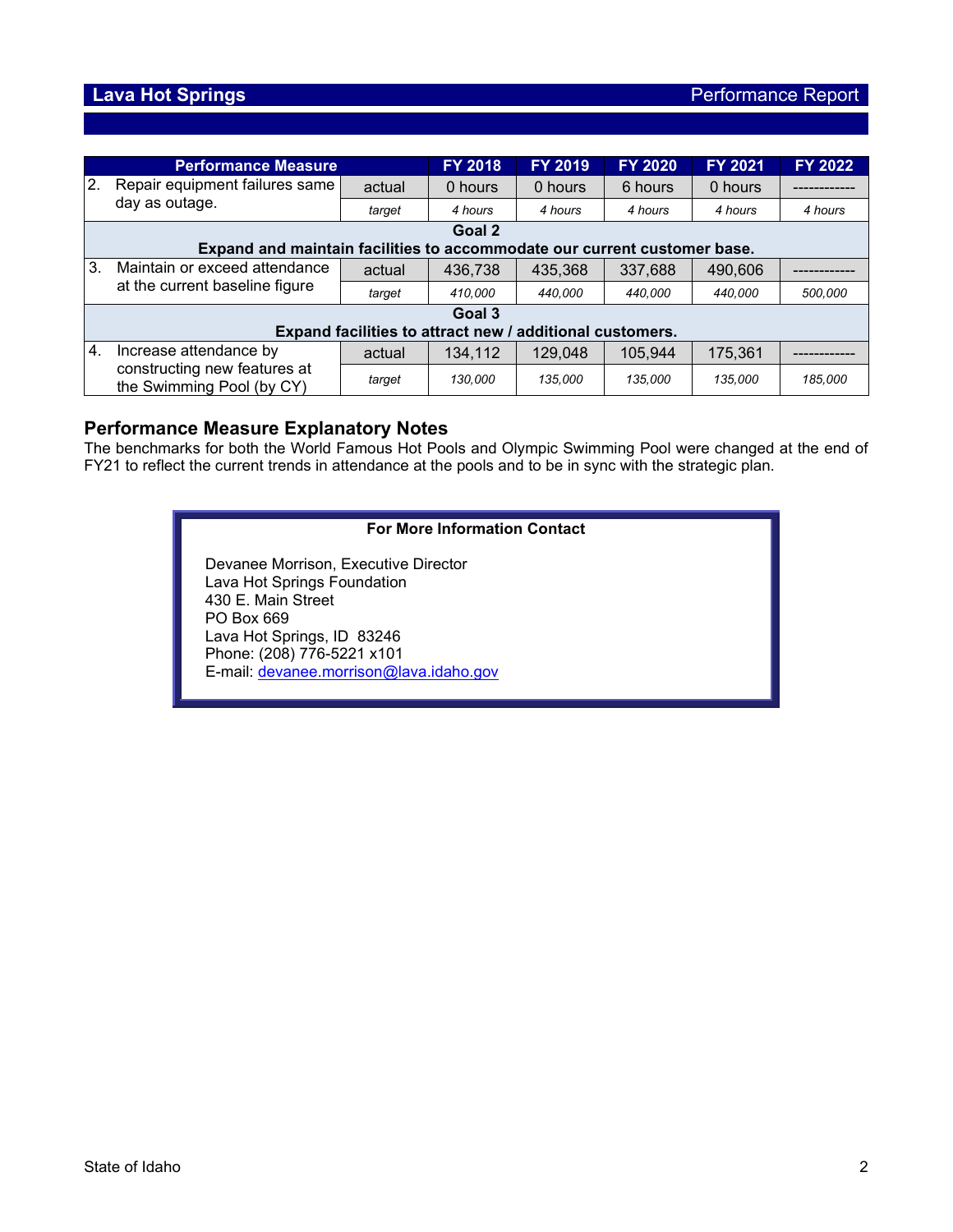## Lava Hot Springs — Performance Report

| Performance Measure | | FY 2018 | FY 2019 | FY 2020 | FY 2021 | FY 2022 |
|---|---|---|---|---|---|---|
| 2. Repair equipment failures same day as outage. | actual | 0 hours | 0 hours | 6 hours | 0 hours | ------------ |
| | *target* | *4 hours* | *4 hours* | *4 hours* | *4 hours* | *4 hours* |
| **Goal 2** **Expand and maintain facilities to accommodate our current customer base.** | | | | | | |
| 3. Maintain or exceed attendance at the current baseline figure | actual | 436,738 | 435,368 | 337,688 | 490,606 | ------------ |
| | *target* | *410,000* | *440,000* | *440,000* | *440,000* | *500,000* |
| **Goal 3** **Expand facilities to attract new / additional customers.** | | | | | | |
| 4. Increase attendance by constructing new features at the Swimming Pool (by CY) | actual | 134,112 | 129,048 | 105,944 | 175,361 | ------------ |
| | *target* | *130,000* | *135,000* | *135,000* | *135,000* | *185,000* |

### Performance Measure Explanatory Notes

The benchmarks for both the World Famous Hot Pools and Olympic Swimming Pool were changed at the end of FY21 to reflect the current trends in attendance at the pools and to be in sync with the strategic plan.

**For More Information Contact**

Devanee Morrison, Executive Director
Lava Hot Springs Foundation
430 E. Main Street
PO Box 669
Lava Hot Springs, ID 83246
Phone: (208) 776-5221 x101
E-mail: devanee.morrison@lava.idaho.gov